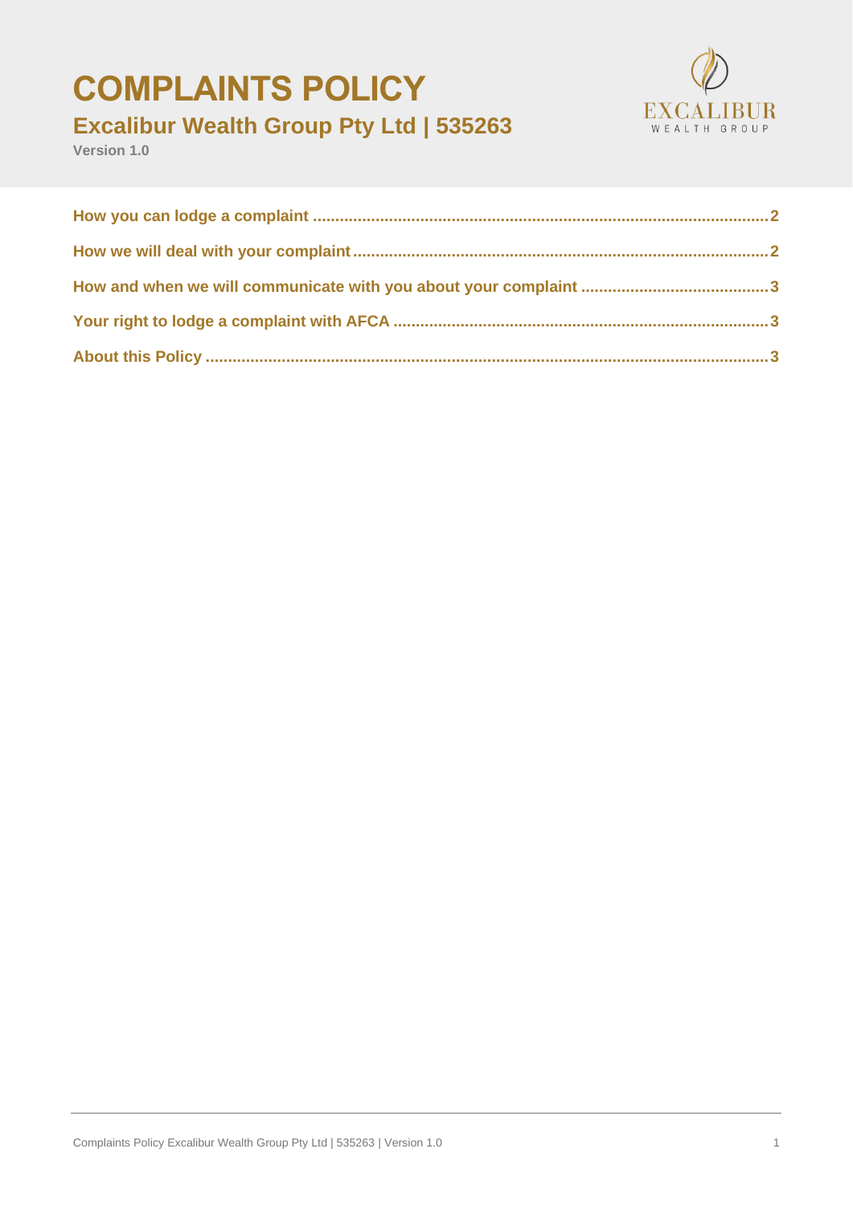# COMPLAINTS POLICY

## Excalibur Wealth Group Pty Ltd | 535263

**Version 1.0**

**How you can lodge a complaint** .......... **2**

**How we will deal with your complaint** .......... **2**

**How and when we will communicate with you about your complaint** .......... **3**

**Your right to lodge a complaint with AFCA** .......... **3**

**About this Policy** .......... **3**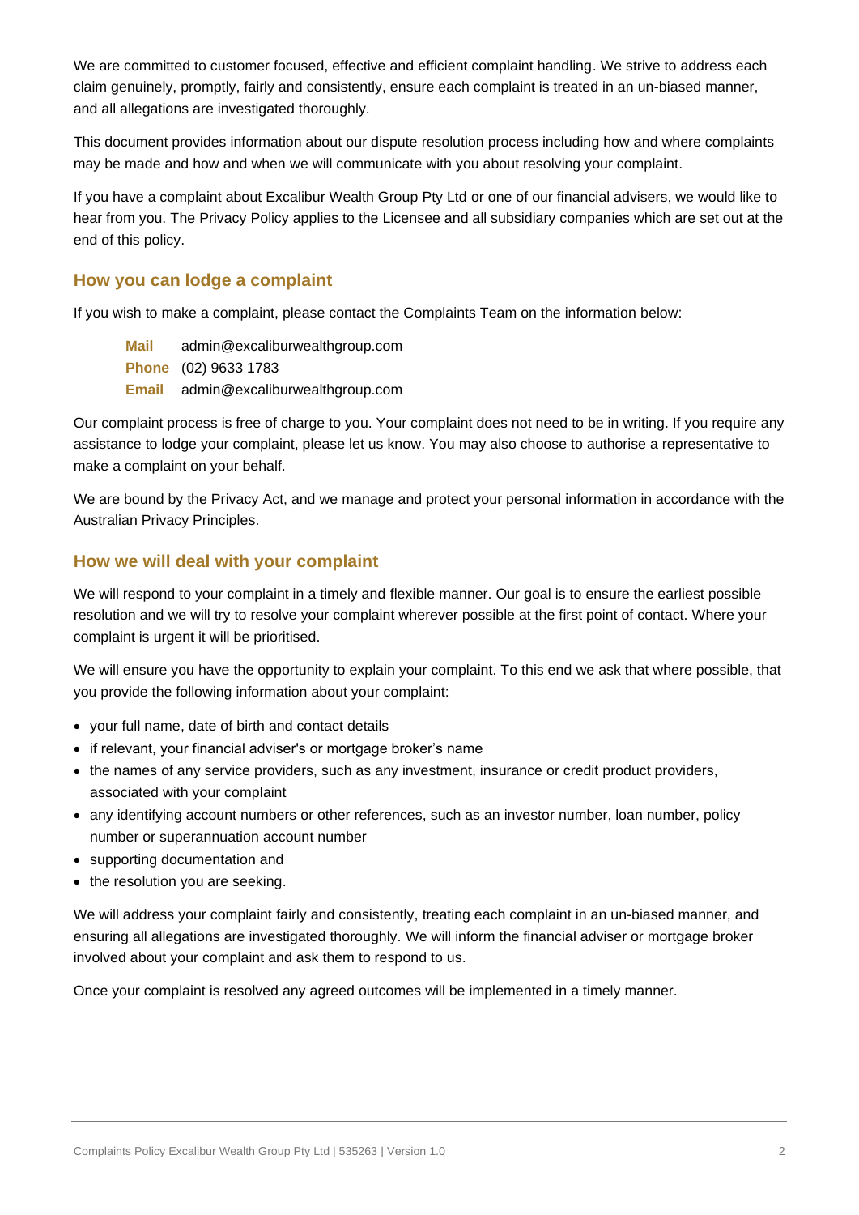We are committed to customer focused, effective and efficient complaint handling. We strive to address each claim genuinely, promptly, fairly and consistently, ensure each complaint is treated in an un-biased manner, and all allegations are investigated thoroughly.

This document provides information about our dispute resolution process including how and where complaints may be made and how and when we will communicate with you about resolving your complaint.

If you have a complaint about Excalibur Wealth Group Pty Ltd or one of our financial advisers, we would like to hear from you. The Privacy Policy applies to the Licensee and all subsidiary companies which are set out at the end of this policy.

## How you can lodge a complaint

If you wish to make a complaint, please contact the Complaints Team on the information below:

**Mail** admin@excaliburwealthgroup.com
**Phone** (02) 9633 1783
**Email** admin@excaliburwealthgroup.com

Our complaint process is free of charge to you. Your complaint does not need to be in writing. If you require any assistance to lodge your complaint, please let us know. You may also choose to authorise a representative to make a complaint on your behalf.

We are bound by the Privacy Act, and we manage and protect your personal information in accordance with the Australian Privacy Principles.

## How we will deal with your complaint

We will respond to your complaint in a timely and flexible manner. Our goal is to ensure the earliest possible resolution and we will try to resolve your complaint wherever possible at the first point of contact. Where your complaint is urgent it will be prioritised.

We will ensure you have the opportunity to explain your complaint. To this end we ask that where possible, that you provide the following information about your complaint:

- your full name, date of birth and contact details
- if relevant, your financial adviser's or mortgage broker's name
- the names of any service providers, such as any investment, insurance or credit product providers, associated with your complaint
- any identifying account numbers or other references, such as an investor number, loan number, policy number or superannuation account number
- supporting documentation and
- the resolution you are seeking.

We will address your complaint fairly and consistently, treating each complaint in an un-biased manner, and ensuring all allegations are investigated thoroughly. We will inform the financial adviser or mortgage broker involved about your complaint and ask them to respond to us.

Once your complaint is resolved any agreed outcomes will be implemented in a timely manner.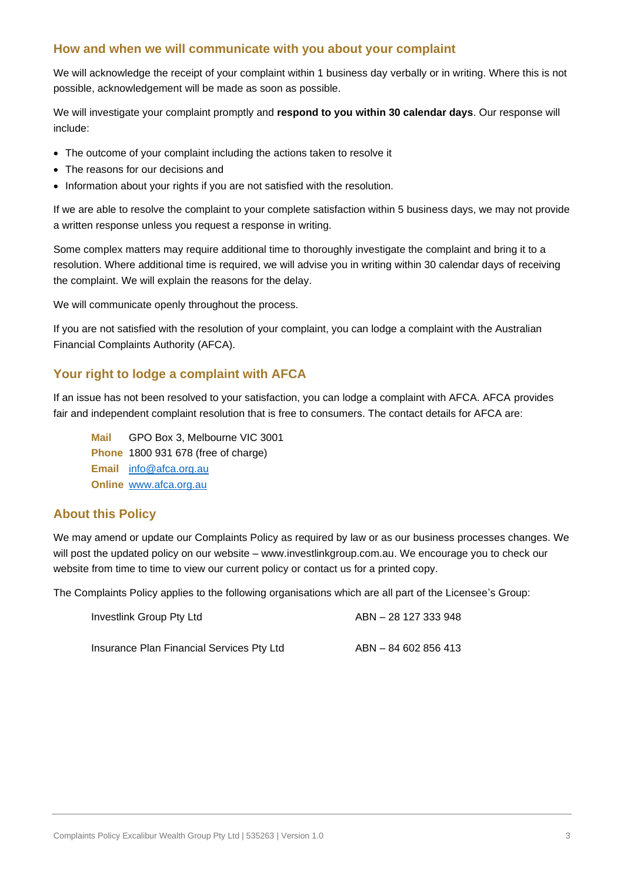## How and when we will communicate with you about your complaint

We will acknowledge the receipt of your complaint within 1 business day verbally or in writing. Where this is not possible, acknowledgement will be made as soon as possible.

We will investigate your complaint promptly and **respond to you within 30 calendar days**. Our response will include:

- The outcome of your complaint including the actions taken to resolve it
- The reasons for our decisions and
- Information about your rights if you are not satisfied with the resolution.

If we are able to resolve the complaint to your complete satisfaction within 5 business days, we may not provide a written response unless you request a response in writing.

Some complex matters may require additional time to thoroughly investigate the complaint and bring it to a resolution. Where additional time is required, we will advise you in writing within 30 calendar days of receiving the complaint. We will explain the reasons for the delay.

We will communicate openly throughout the process.

If you are not satisfied with the resolution of your complaint, you can lodge a complaint with the Australian Financial Complaints Authority (AFCA).

## Your right to lodge a complaint with AFCA

If an issue has not been resolved to your satisfaction, you can lodge a complaint with AFCA. AFCA provides fair and independent complaint resolution that is free to consumers. The contact details for AFCA are:

| | |
|---|---|
| **Mail** | GPO Box 3, Melbourne VIC 3001 |
| **Phone** | 1800 931 678 (free of charge) |
| **Email** | info@afca.org.au |
| **Online** | www.afca.org.au |

## About this Policy

We may amend or update our Complaints Policy as required by law or as our business processes changes. We will post the updated policy on our website – www.investlinkgroup.com.au. We encourage you to check our website from time to time to view our current policy or contact us for a printed copy.

The Complaints Policy applies to the following organisations which are all part of the Licensee's Group:

| | |
|---|---|
| Investlink Group Pty Ltd | ABN – 28 127 333 948 |
| Insurance Plan Financial Services Pty Ltd | ABN – 84 602 856 413 |